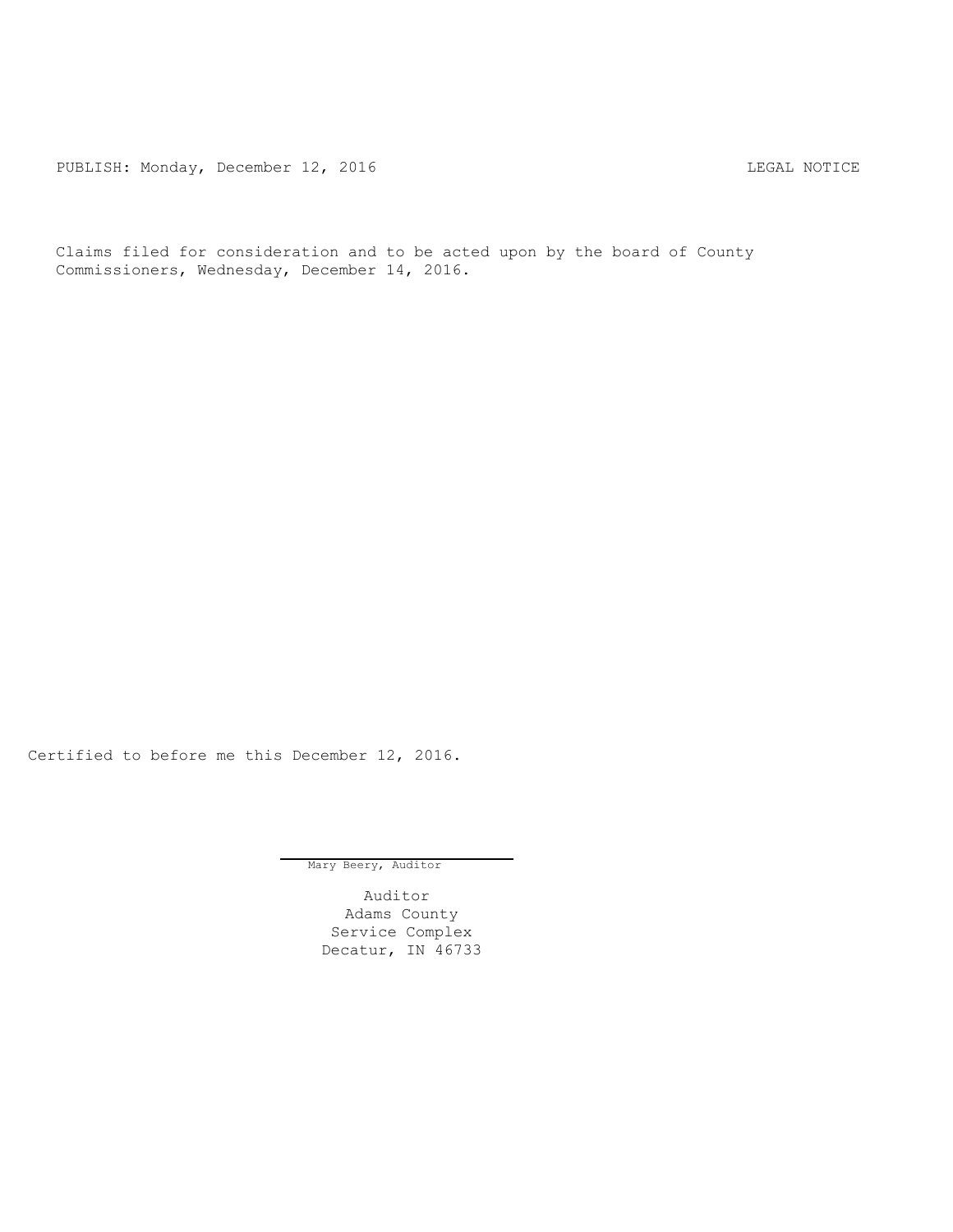PUBLISH: Monday, December 12, 2016 LEGAL NOTICE

Claims filed for consideration and to be acted upon by the board of County Commissioners, Wednesday, December 14, 2016.

Certified to before me this December 12, 2016.

Mary Beery, Auditor

Auditor
Adams County
Service Complex
Decatur, IN 46733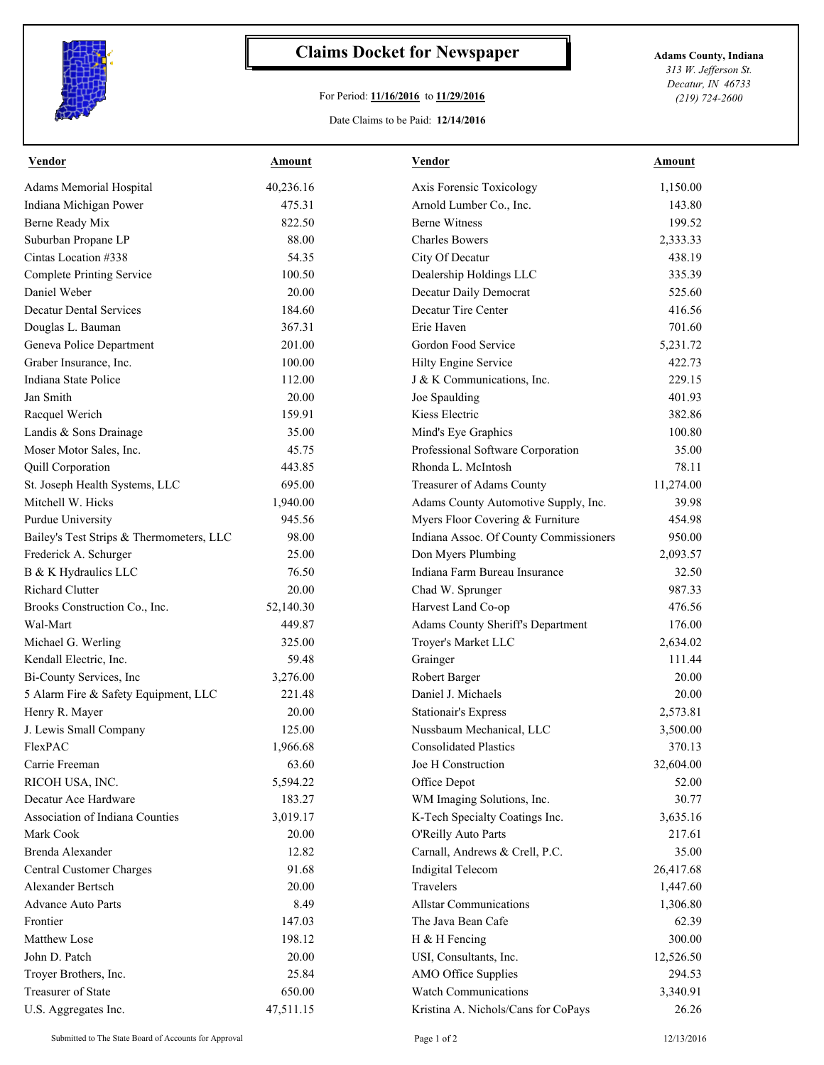# Claims Docket for Newspaper

**Adams County, Indiana**
*313 W. Jefferson St.*
*Decatur, IN 46733*
*(219) 724-2600*

For Period: **11/16/2016** to **11/29/2016**

Date Claims to be Paid: **12/14/2016**

| Vendor | Amount | Vendor | Amount |
|---|---|---|---|
| Adams Memorial Hospital | 40,236.16 | Axis Forensic Toxicology | 1,150.00 |
| Indiana Michigan Power | 475.31 | Arnold Lumber Co., Inc. | 143.80 |
| Berne Ready Mix | 822.50 | Berne Witness | 199.52 |
| Suburban Propane LP | 88.00 | Charles Bowers | 2,333.33 |
| Cintas Location #338 | 54.35 | City Of Decatur | 438.19 |
| Complete Printing Service | 100.50 | Dealership Holdings LLC | 335.39 |
| Daniel Weber | 20.00 | Decatur Daily Democrat | 525.60 |
| Decatur Dental Services | 184.60 | Decatur Tire Center | 416.56 |
| Douglas L. Bauman | 367.31 | Erie Haven | 701.60 |
| Geneva Police Department | 201.00 | Gordon Food Service | 5,231.72 |
| Graber Insurance, Inc. | 100.00 | Hilty Engine Service | 422.73 |
| Indiana State Police | 112.00 | J & K Communications, Inc. | 229.15 |
| Jan Smith | 20.00 | Joe Spaulding | 401.93 |
| Racquel Werich | 159.91 | Kiess Electric | 382.86 |
| Landis & Sons Drainage | 35.00 | Mind's Eye Graphics | 100.80 |
| Moser Motor Sales, Inc. | 45.75 | Professional Software Corporation | 35.00 |
| Quill Corporation | 443.85 | Rhonda L. McIntosh | 78.11 |
| St. Joseph Health Systems, LLC | 695.00 | Treasurer of Adams County | 11,274.00 |
| Mitchell W. Hicks | 1,940.00 | Adams County Automotive Supply, Inc. | 39.98 |
| Purdue University | 945.56 | Myers Floor Covering & Furniture | 454.98 |
| Bailey's Test Strips & Thermometers, LLC | 98.00 | Indiana Assoc. Of County Commissioners | 950.00 |
| Frederick A. Schurger | 25.00 | Don Myers Plumbing | 2,093.57 |
| B & K Hydraulics LLC | 76.50 | Indiana Farm Bureau Insurance | 32.50 |
| Richard Clutter | 20.00 | Chad W. Sprunger | 987.33 |
| Brooks Construction Co., Inc. | 52,140.30 | Harvest Land Co-op | 476.56 |
| Wal-Mart | 449.87 | Adams County Sheriff's Department | 176.00 |
| Michael G. Werling | 325.00 | Troyer's Market LLC | 2,634.02 |
| Kendall Electric, Inc. | 59.48 | Grainger | 111.44 |
| Bi-County Services, Inc | 3,276.00 | Robert Barger | 20.00 |
| 5 Alarm Fire & Safety Equipment, LLC | 221.48 | Daniel J. Michaels | 20.00 |
| Henry R. Mayer | 20.00 | Stationair's Express | 2,573.81 |
| J. Lewis Small Company | 125.00 | Nussbaum Mechanical, LLC | 3,500.00 |
| FlexPAC | 1,966.68 | Consolidated Plastics | 370.13 |
| Carrie Freeman | 63.60 | Joe H Construction | 32,604.00 |
| RICOH USA, INC. | 5,594.22 | Office Depot | 52.00 |
| Decatur Ace Hardware | 183.27 | WM Imaging Solutions, Inc. | 30.77 |
| Association of Indiana Counties | 3,019.17 | K-Tech Specialty Coatings Inc. | 3,635.16 |
| Mark Cook | 20.00 | O'Reilly Auto Parts | 217.61 |
| Brenda Alexander | 12.82 | Carnall, Andrews & Crell, P.C. | 35.00 |
| Central Customer Charges | 91.68 | Indigital Telecom | 26,417.68 |
| Alexander Bertsch | 20.00 | Travelers | 1,447.60 |
| Advance Auto Parts | 8.49 | Allstar Communications | 1,306.80 |
| Frontier | 147.03 | The Java Bean Cafe | 62.39 |
| Matthew Lose | 198.12 | H & H Fencing | 300.00 |
| John D. Patch | 20.00 | USI, Consultants, Inc. | 12,526.50 |
| Troyer Brothers, Inc. | 25.84 | AMO Office Supplies | 294.53 |
| Treasurer of State | 650.00 | Watch Communications | 3,340.91 |
| U.S. Aggregates Inc. | 47,511.15 | Kristina A. Nichols/Cans for CoPays | 26.26 |

Submitted to The State Board of Accounts for Approval — 12/13/2016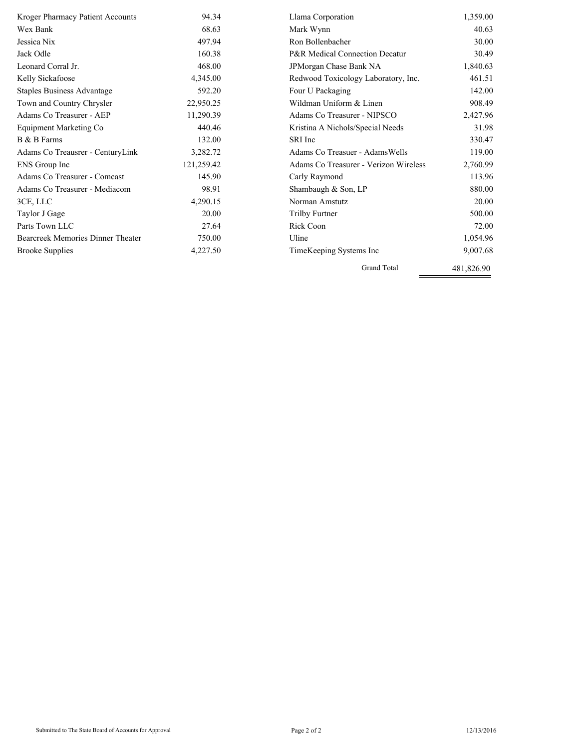| | |
|---|---|
| Kroger Pharmacy Patient Accounts | 94.34 |
| Wex Bank | 68.63 |
| Jessica Nix | 497.94 |
| Jack Odle | 160.38 |
| Leonard Corral Jr. | 468.00 |
| Kelly Sickafoose | 4,345.00 |
| Staples Business Advantage | 592.20 |
| Town and Country Chrysler | 22,950.25 |
| Adams Co Treasurer - AEP | 11,290.39 |
| Equipment Marketing Co | 440.46 |
| B & B Farms | 132.00 |
| Adams Co Treausrer - CenturyLink | 3,282.72 |
| ENS Group Inc | 121,259.42 |
| Adams Co Treasurer - Comcast | 145.90 |
| Adams Co Treasurer - Mediacom | 98.91 |
| 3CE, LLC | 4,290.15 |
| Taylor J Gage | 20.00 |
| Parts Town LLC | 27.64 |
| Bearcreek Memories Dinner Theater | 750.00 |
| Brooke Supplies | 4,227.50 |
| Llama Corporation | 1,359.00 |
| Mark Wynn | 40.63 |
| Ron Bollenbacher | 30.00 |
| P&R Medical Connection Decatur | 30.49 |
| JPMorgan Chase Bank NA | 1,840.63 |
| Redwood Toxicology Laboratory, Inc. | 461.51 |
| Four U Packaging | 142.00 |
| Wildman Uniform & Linen | 908.49 |
| Adams Co Treasurer - NIPSCO | 2,427.96 |
| Kristina A Nichols/Special Needs | 31.98 |
| SRI Inc | 330.47 |
| Adams Co Treasuer - AdamsWells | 119.00 |
| Adams Co Treasurer - Verizon Wireless | 2,760.99 |
| Carly Raymond | 113.96 |
| Shambaugh & Son, LP | 880.00 |
| Norman Amstutz | 20.00 |
| Trilby Furtner | 500.00 |
| Rick Coon | 72.00 |
| Uline | 1,054.96 |
| TimeKeeping Systems Inc | 9,007.68 |
| Grand Total | 481,826.90 |

Submitted to The State Board of Accounts for Approval

12/13/2016